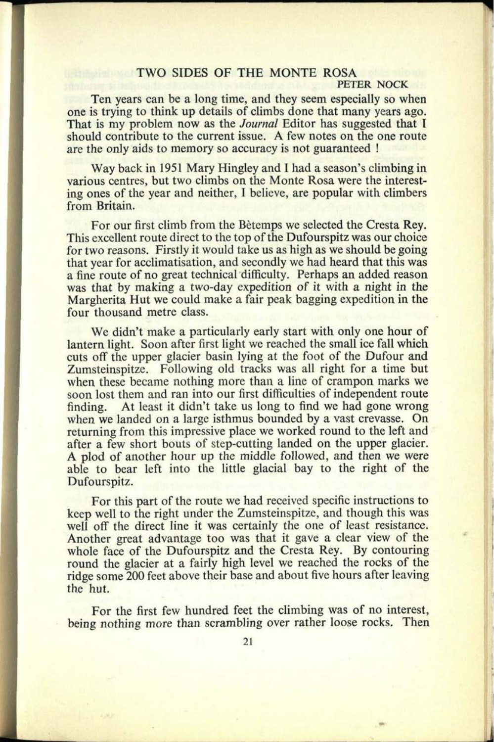# TWO SIDES OF THE MONTE ROSA

PETER NOCK

Ten years can be a long time, and they seem especially so when one is trying to think up details of climbs done that many years ago. That is my problem now as the *Journal* Editor has suggested that I should contribute to the current issue. A few notes on the one route are the only aids to memory so accuracy is not guaranteed !

Way back in 1951 Mary Hingley and I had a season's climbing in various centres, but two climbs on the Monte Rosa were the interesting ones of the year and neither, I believe, are popular with climbers from Britain.

For our first climb from the Bètemps we selected the Cresta Rey. This excellent route direct to the top of the Dufourspitz was our choice for two reasons. Firstly it would take us as high as we should be going that year for acclimatisation, and secondly we had heard that this was a fine route of no great technical difficulty. Perhaps an added reason was that by making a two-day expedition of it with a night in the Margherita Hut we could make a fair peak bagging expedition in the four thousand metre class.

We didn't make a particularly early start with only one hour of lantern light. Soon after first light we reached the small ice fall which cuts off the upper glacier basin lying at the foot of the Dufour and Zumsteinspitze. Following old tracks was all right for a time but when these became nothing more than a line of crampon marks we soon lost them and ran into our first difficulties of independent route finding. At least it didn't take us long to find we had gone wrong when we landed on a large isthmus bounded by a vast crevasse. On returning from this impressive place we worked round to the left and after a few short bouts of step-cutting landed on the upper glacier. A plod of another hour up the middle followed, and then we were able to bear left into the little glacial bay to the right of the Dufourspitz.

For this part of the route we had received specific instructions to keep well to the right under the Zumsteinspitze, and though this was well off the direct line it was certainly the one of least resistance. Another great advantage too was that it gave a clear view of the whole face of the Dufourspitz and the Cresta Rey. By contouring round the glacier at a fairly high level we reached the rocks of the ridge some 200 feet above their base and about five hours after leaving the hut.

For the first few hundred feet the climbing was of no interest, being nothing more than scrambling over rather loose rocks. Then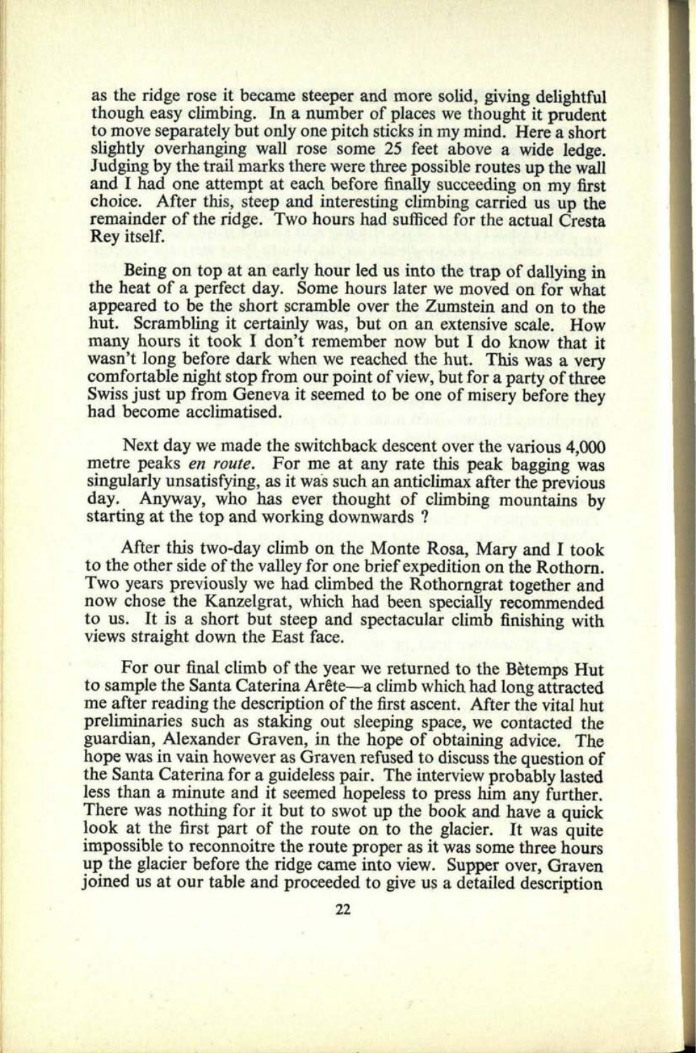as the ridge rose it became steeper and more solid, giving delightful though easy climbing. In a number of places we thought it prudent to move separately but only one pitch sticks in my mind. Here a short slightly overhanging wall rose some 25 feet above a wide ledge. Judging by the trail marks there were three possible routes up the wall and I had one attempt at each before finally succeeding on my first choice. After this, steep and interesting climbing carried us up the remainder of the ridge. Two hours had sufficed for the actual Cresta Rey itself.

Being on top at an early hour led us into the trap of dallying in the heat of a perfect day. Some hours later we moved on for what appeared to be the short scramble over the Zumstein and on to the hut. Scrambling it certainly was, but on an extensive scale. How many hours it took I don't remember now but I do know that it wasn't long before dark when we reached the hut. This was a very comfortable night stop from our point of view, but for a party of three Swiss just up from Geneva it seemed to be one of misery before they had become acclimatised.

Next day we made the switchback descent over the various 4,000 metre peaks *en route*. For me at any rate this peak bagging was singularly unsatisfying, as it was such an anticlimax after the previous day. Anyway, who has ever thought of climbing mountains by starting at the top and working downwards ?

After this two-day climb on the Monte Rosa, Mary and I took to the other side of the valley for one brief expedition on the Rothorn. Two years previously we had climbed the Rothorngrat together and now chose the Kanzelgrat, which had been specially recommended to us. It is a short but steep and spectacular climb finishing with views straight down the East face.

For our final climb of the year we returned to the Bètemps Hut to sample the Santa Caterina Arête—a climb which had long attracted me after reading the description of the first ascent. After the vital hut preliminaries such as staking out sleeping space, we contacted the guardian, Alexander Graven, in the hope of obtaining advice. The hope was in vain however as Graven refused to discuss the question of the Santa Caterina for a guideless pair. The interview probably lasted less than a minute and it seemed hopeless to press him any further. There was nothing for it but to swot up the book and have a quick look at the first part of the route on to the glacier. It was quite impossible to reconnoitre the route proper as it was some three hours up the glacier before the ridge came into view. Supper over, Graven joined us at our table and proceeded to give us a detailed description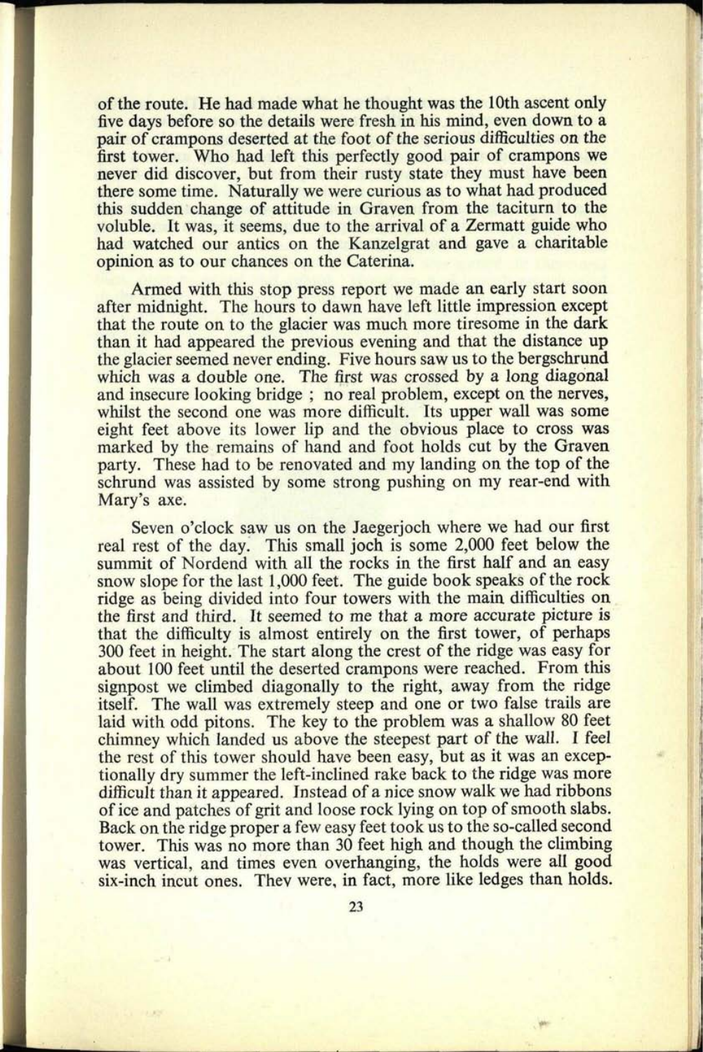of the route. He had made what he thought was the 10th ascent only five days before so the details were fresh in his mind, even down to a pair of crampons deserted at the foot of the serious difficulties on the first tower. Who had left this perfectly good pair of crampons we never did discover, but from their rusty state they must have been there some time. Naturally we were curious as to what had produced this sudden change of attitude in Graven from the taciturn to the voluble. It was, it seems, due to the arrival of a Zermatt guide who had watched our antics on the Kanzelgrat and gave a charitable opinion as to our chances on the Caterina.

Armed with this stop press report we made an early start soon after midnight. The hours to dawn have left little impression except that the route on to the glacier was much more tiresome in the dark than it had appeared the previous evening and that the distance up the glacier seemed never ending. Five hours saw us to the bergschrund which was a double one. The first was crossed by a long diagonal and insecure looking bridge ; no real problem, except on the nerves, whilst the second one was more difficult. Its upper wall was some eight feet above its lower lip and the obvious place to cross was marked by the remains of hand and foot holds cut by the Graven party. These had to be renovated and my landing on the top of the schrund was assisted by some strong pushing on my rear-end with Mary's axe.

Seven o'clock saw us on the Jaegerjoch where we had our first real rest of the day. This small joch is some 2,000 feet below the summit of Nordend with all the rocks in the first half and an easy snow slope for the last 1,000 feet. The guide book speaks of the rock ridge as being divided into four towers with the main difficulties on the first and third. It seemed to me that a more accurate picture is that the difficulty is almost entirely on the first tower, of perhaps 300 feet in height. The start along the crest of the ridge was easy for about 100 feet until the deserted crampons were reached. From this signpost we climbed diagonally to the right, away from the ridge itself. The wall was extremely steep and one or two false trails are laid with odd pitons. The key to the problem was a shallow 80 feet chimney which landed us above the steepest part of the wall. I feel the rest of this tower should have been easy, but as it was an exceptionally dry summer the left-inclined rake back to the ridge was more difficult than it appeared. Instead of a nice snow walk we had ribbons of ice and patches of grit and loose rock lying on top of smooth slabs. Back on the ridge proper a few easy feet took us to the so-called second tower. This was no more than 30 feet high and though the climbing was vertical, and times even overhanging, the holds were all good six-inch incut ones. They were, in fact, more like ledges than holds.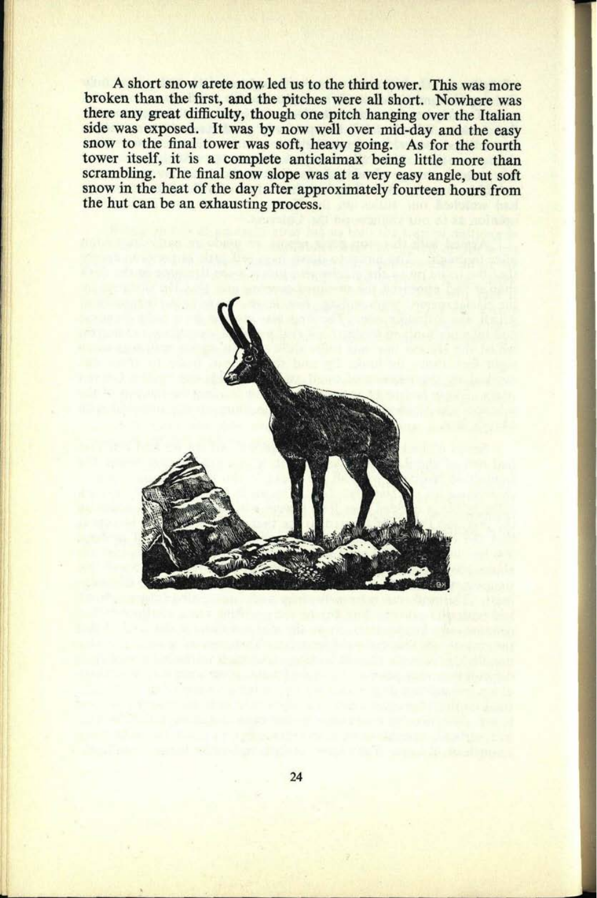A short snow arete now led us to the third tower. This was more broken than the first, and the pitches were all short. Nowhere was there any great difficulty, though one pitch hanging over the Italian side was exposed. It was by now well over mid-day and the easy snow to the final tower was soft, heavy going. As for the fourth tower itself, it is a complete anticlaimax being little more than scrambling. The final snow slope was at a very easy angle, but soft snow in the heat of the day after approximately fourteen hours from the hut can be an exhausting process.